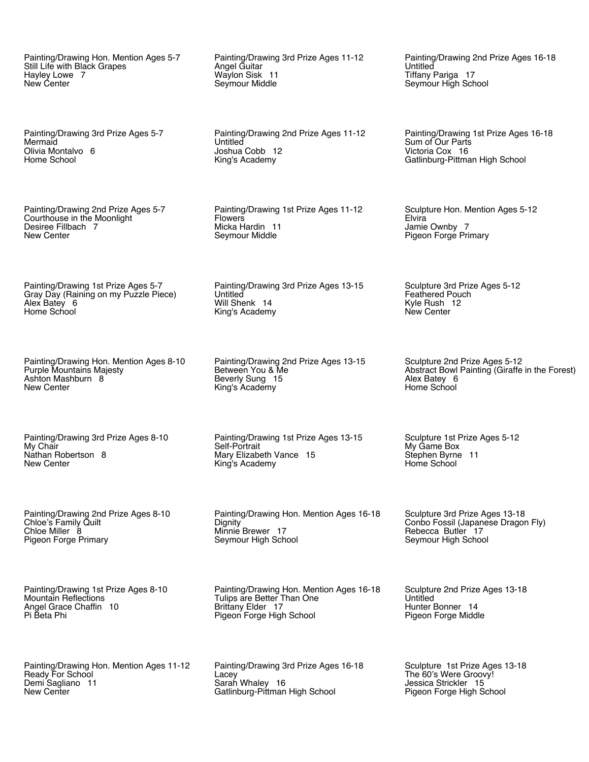Painting/Drawing Hon. Mention Ages 5-7
Still Life with Black Grapes
Hayley Lowe 7
New Center

Painting/Drawing 3rd Prize Ages 5-7
Mermaid
Olivia Montalvo 6
Home School

Painting/Drawing 2nd Prize Ages 5-7
Courthouse in the Moonlight
Desiree Fillbach 7
New Center

Painting/Drawing 1st Prize Ages 5-7
Gray Day (Raining on my Puzzle Piece)
Alex Batey 6
Home School

Painting/Drawing Hon. Mention Ages 8-10
Purple Mountains Majesty
Ashton Mashburn 8
New Center

Painting/Drawing 3rd Prize Ages 8-10
My Chair
Nathan Robertson 8
New Center

Painting/Drawing 2nd Prize Ages 8-10
Chloe's Family Quilt
Chloe Miller 8
Pigeon Forge Primary

Painting/Drawing 1st Prize Ages 8-10
Mountain Reflections
Angel Grace Chaffin 10
Pi Beta Phi

Painting/Drawing Hon. Mention Ages 11-12
Ready For School
Demi Sagliano 11
New Center

Painting/Drawing 3rd Prize Ages 11-12
Angel Guitar
Waylon Sisk 11
Seymour Middle

Painting/Drawing 2nd Prize Ages 11-12
Untitled
Joshua Cobb 12
King's Academy

Painting/Drawing 1st Prize Ages 11-12
Flowers
Micka Hardin 11
Seymour Middle

Painting/Drawing 3rd Prize Ages 13-15
Untitled
Will Shenk 14
King's Academy

Painting/Drawing 2nd Prize Ages 13-15
Between You & Me
Beverly Sung 15
King's Academy

Painting/Drawing 1st Prize Ages 13-15
Self-Portrait
Mary Elizabeth Vance 15
King's Academy

Painting/Drawing Hon. Mention Ages 16-18
Dignity
Minnie Brewer 17
Seymour High School

Painting/Drawing Hon. Mention Ages 16-18
Tulips are Better Than One
Brittany Elder 17
Pigeon Forge High School

Painting/Drawing 3rd Prize Ages 16-18
Lacey
Sarah Whaley 16
Gatlinburg-Pittman High School

Painting/Drawing 2nd Prize Ages 16-18
Untitled
Tiffany Pariga 17
Seymour High School

Painting/Drawing 1st Prize Ages 16-18
Sum of Our Parts
Victoria Cox 16
Gatlinburg-Pittman High School

Sculpture Hon. Mention Ages 5-12
Elvira
Jamie Ownby 7
Pigeon Forge Primary

Sculpture 3rd Prize Ages 5-12
Feathered Pouch
Kyle Rush 12
New Center

Sculpture 2nd Prize Ages 5-12
Abstract Bowl Painting (Giraffe in the Forest)
Alex Batey 6
Home School

Sculpture 1st Prize Ages 5-12
My Game Box
Stephen Byrne 11
Home School

Sculpture 3rd Prize Ages 13-18
Conbo Fossil (Japanese Dragon Fly)
Rebecca Butler 17
Seymour High School

Sculpture 2nd Prize Ages 13-18
Untitled
Hunter Bonner 14
Pigeon Forge Middle

Sculpture 1st Prize Ages 13-18
The 60's Were Groovy!
Jessica Strickler 15
Pigeon Forge High School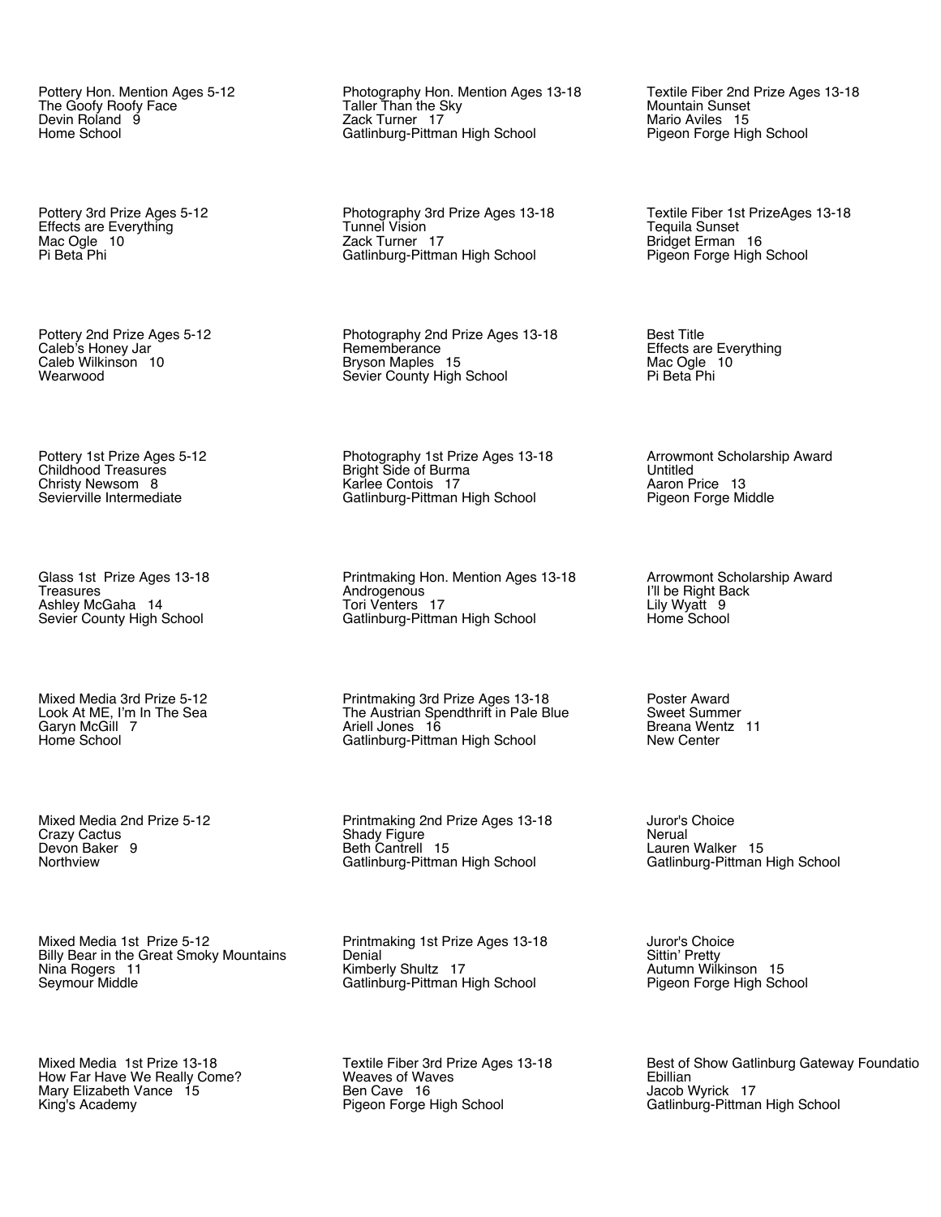Pottery Hon. Mention Ages 5-12
The Goofy Roofy Face
Devin Roland 9
Home School

Pottery 3rd Prize Ages 5-12
Effects are Everything
Mac Ogle 10
Pi Beta Phi

Pottery 2nd Prize Ages 5-12
Caleb's Honey Jar
Caleb Wilkinson 10
Wearwood

Pottery 1st Prize Ages 5-12
Childhood Treasures
Christy Newsom 8
Sevierville Intermediate

Glass 1st Prize Ages 13-18
Treasures
Ashley McGaha 14
Sevier County High School

Mixed Media 3rd Prize 5-12
Look At ME, I'm In The Sea
Garyn McGill 7
Home School

Mixed Media 2nd Prize 5-12
Crazy Cactus
Devon Baker 9
Northview

Mixed Media 1st Prize 5-12
Billy Bear in the Great Smoky Mountains
Nina Rogers 11
Seymour Middle

Mixed Media 1st Prize 13-18
How Far Have We Really Come?
Mary Elizabeth Vance 15
King's Academy

Photography Hon. Mention Ages 13-18
Taller Than the Sky
Zack Turner 17
Gatlinburg-Pittman High School

Photography 3rd Prize Ages 13-18
Tunnel Vision
Zack Turner 17
Gatlinburg-Pittman High School

Photography 2nd Prize Ages 13-18
Rememberance
Bryson Maples 15
Sevier County High School

Photography 1st Prize Ages 13-18
Bright Side of Burma
Karlee Contois 17
Gatlinburg-Pittman High School

Printmaking Hon. Mention Ages 13-18
Androgenous
Tori Venters 17
Gatlinburg-Pittman High School

Printmaking 3rd Prize Ages 13-18
The Austrian Spendthrift in Pale Blue
Ariell Jones 16
Gatlinburg-Pittman High School

Printmaking 2nd Prize Ages 13-18
Shady Figure
Beth Cantrell 15
Gatlinburg-Pittman High School

Printmaking 1st Prize Ages 13-18
Denial
Kimberly Shultz 17
Gatlinburg-Pittman High School

Textile Fiber 3rd Prize Ages 13-18
Weaves of Waves
Ben Cave 16
Pigeon Forge High School

Textile Fiber 2nd Prize Ages 13-18
Mountain Sunset
Mario Aviles 15
Pigeon Forge High School

Textile Fiber 1st PrizeAges 13-18
Tequila Sunset
Bridget Erman 16
Pigeon Forge High School

Best Title
Effects are Everything
Mac Ogle 10
Pi Beta Phi

Arrowmont Scholarship Award
Untitled
Aaron Price 13
Pigeon Forge Middle

Arrowmont Scholarship Award
I'll be Right Back
Lily Wyatt 9
Home School

Poster Award
Sweet Summer
Breana Wentz 11
New Center

Juror's Choice
Nerual
Lauren Walker 15
Gatlinburg-Pittman High School

Juror's Choice
Sittin' Pretty
Autumn Wilkinson 15
Pigeon Forge High School

Best of Show Gatlinburg Gateway Foundatio
Ebillian
Jacob Wyrick 17
Gatlinburg-Pittman High School